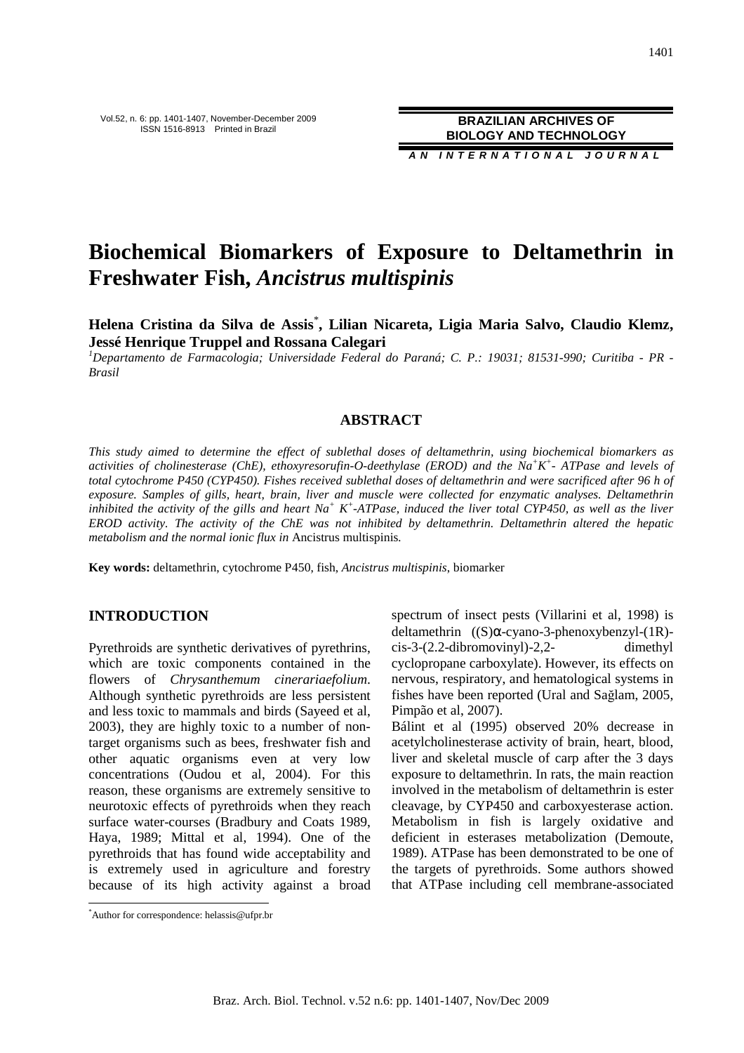# Biochemical Biomarkers of Exposure to Deltamethrin in Freshwater Fish, *Ancistrus multispinis*

**Helena Cristina da Silva de Assis[*], Lilian Nicareta, Ligia Maria Salvo, Claudio Klemz, Jessé Henrique Truppel and Rossana Calegari**

[1]*Departamento de Farmacologia; Universidade Federal do Paraná; C. P.: 19031; 81531-990; Curitiba - PR - Brasil*

## ABSTRACT

*This study aimed to determine the effect of sublethal doses of deltamethrin, using biochemical biomarkers as activities of cholinesterase (ChE), ethoxyresorufin-O-deethylase (EROD) and the $Na^+K^+$- ATPase and levels of total cytochrome P450 (CYP450). Fishes received sublethal doses of deltamethrin and were sacrificed after 96 h of exposure. Samples of gills, heart, brain, liver and muscle were collected for enzymatic analyses. Deltamethrin inhibited the activity of the gills and heart $Na^+$ $K^+$-ATPase, induced the liver total CYP450, as well as the liver EROD activity. The activity of the ChE was not inhibited by deltamethrin. Deltamethrin altered the hepatic metabolism and the normal ionic flux in* Ancistrus multispinis.

**Key words:** deltamethrin, cytochrome P450, fish, *Ancistrus multispinis*, biomarker

## INTRODUCTION

Pyrethroids are synthetic derivatives of pyrethrins, which are toxic components contained in the flowers of *Chrysanthemum cinerariaefolium*. Although synthetic pyrethroids are less persistent and less toxic to mammals and birds (Sayeed et al, 2003), they are highly toxic to a number of non-target organisms such as bees, freshwater fish and other aquatic organisms even at very low concentrations (Oudou et al, 2004). For this reason, these organisms are extremely sensitive to neurotoxic effects of pyrethroids when they reach surface water-courses (Bradbury and Coats 1989, Haya, 1989; Mittal et al, 1994). One of the pyrethroids that has found wide acceptability and is extremely used in agriculture and forestry because of its high activity against a broad spectrum of insect pests (Villarini et al, 1998) is deltamethrin ((S)α-cyano-3-phenoxybenzyl-(1R)-cis-3-(2.2-dibromovinyl)-2,2- dimethyl cyclopropane carboxylate). However, its effects on nervous, respiratory, and hematological systems in fishes have been reported (Ural and Sağlam, 2005, Pimpão et al, 2007).

Bálint et al (1995) observed 20% decrease in acetylcholinesterase activity of brain, heart, blood, liver and skeletal muscle of carp after the 3 days exposure to deltamethrin. In rats, the main reaction involved in the metabolism of deltamethrin is ester cleavage, by CYP450 and carboxyesterase action. Metabolism in fish is largely oxidative and deficient in esterases metabolization (Demoute, 1989). ATPase has been demonstrated to be one of the targets of pyrethroids. Some authors showed that ATPase including cell membrane-associated

[*]Author for correspondence: helassis@ufpr.br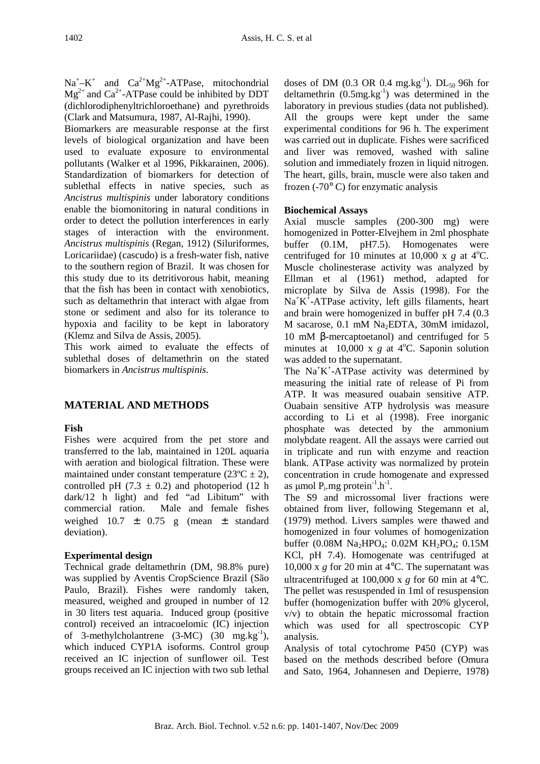$Na^{+}$–$K^{+}$ and $Ca^{2+}Mg^{2+}$-ATPase, mitochondrial $Mg^{2+}$ and $Ca^{2+}$-ATPase could be inhibited by DDT (dichlorodiphenyltrichloroethane) and pyrethroids (Clark and Matsumura, 1987, Al-Rajhi, 1990).

Biomarkers are measurable response at the first levels of biological organization and have been used to evaluate exposure to environmental pollutants (Walker et al 1996, Pikkarainen, 2006). Standardization of biomarkers for detection of sublethal effects in native species, such as *Ancistrus multispinis* under laboratory conditions enable the biomonitoring in natural conditions in order to detect the pollution interferences in early stages of interaction with the environment. *Ancistrus multispinis* (Regan, 1912) (Siluriformes, Loricariidae) (cascudo) is a fresh-water fish, native to the southern region of Brazil. It was chosen for this study due to its detritivorous habit, meaning that the fish has been in contact with xenobiotics, such as deltamethrin that interact with algae from stone or sediment and also for its tolerance to hypoxia and facility to be kept in laboratory (Klemz and Silva de Assis, 2005).

This work aimed to evaluate the effects of sublethal doses of deltamethrin on the stated biomarkers in *Ancistrus multispinis*.

## MATERIAL AND METHODS

### Fish

Fishes were acquired from the pet store and transferred to the lab, maintained in 120L aquaria with aeration and biological filtration. These were maintained under constant temperature (23ºC ± 2), controlled pH (7.3 ± 0.2) and photoperiod (12 h dark/12 h light) and fed "ad Libitum" with commercial ration. Male and female fishes weighed 10.7 ± 0.75 g (mean ± standard deviation).

### Experimental design

Technical grade deltamethrin (DM, 98.8% pure) was supplied by Aventis CropScience Brazil (São Paulo, Brazil). Fishes were randomly taken, measured, weighed and grouped in number of 12 in 30 liters test aquaria. Induced group (positive control) received an intracoelomic (IC) injection of 3-methylcholantrene (3-MC) (30 $mg.kg^{-1}$), which induced CYP1A isoforms. Control group received an IC injection of sunflower oil. Test groups received an IC injection with two sub lethal doses of DM (0.3 OR 0.4 $mg.kg^{-1}$). $DL_{50}$ 96h for deltamethrin (0.5$mg.kg^{-1}$) was determined in the laboratory in previous studies (data not published). All the groups were kept under the same experimental conditions for 96 h. The experiment was carried out in duplicate. Fishes were sacrificed and liver was removed, washed with saline solution and immediately frozen in liquid nitrogen. The heart, gills, brain, muscle were also taken and frozen (-70° C) for enzymatic analysis

### Biochemical Assays

Axial muscle samples (200-300 mg) were homogenized in Potter-Elvejhem in 2ml phosphate buffer (0.1M, pH7.5). Homogenates were centrifuged for 10 minutes at 10,000 x *g* at 4$^{o}$C. Muscle cholinesterase activity was analyzed by Ellman et al (1961) method, adapted for microplate by Silva de Assis (1998). For the $Na^{+}K^{+}$-ATPase activity, left gills filaments, heart and brain were homogenized in buffer pH 7.4 (0.3 M sacarose, 0.1 mM $Na_2$EDTA, 30mM imidazol, 10 mM β-mercaptoetanol) and centrifuged for 5 minutes at 10,000 x *g* at 4$^{o}$C. Saponin solution was added to the supernatant.

The $Na^{+}K^{+}$-ATPase activity was determined by measuring the initial rate of release of Pi from ATP. It was measured ouabain sensitive ATP. Ouabain sensitive ATP hydrolysis was measure according to Li et al (1998). Free inorganic phosphate was detected by the ammonium molybdate reagent. All the assays were carried out in triplicate and run with enzyme and reaction blank. ATPase activity was normalized by protein concentration in crude homogenate and expressed as μmol $P_i$.mg $protein^{-1}.h^{-1}$.

The S9 and microssomal liver fractions were obtained from liver, following Stegemann et al, (1979) method. Livers samples were thawed and homogenized in four volumes of homogenization buffer (0.08M $Na_2HPO_4$; 0.02M $KH_2PO_4$; 0.15M KCl, pH 7.4). Homogenate was centrifuged at 10,000 x *g* for 20 min at 4°C. The supernatant was ultracentrifuged at 100,000 x *g* for 60 min at 4°C. The pellet was resuspended in 1ml of resuspension buffer (homogenization buffer with 20% glycerol, v/v) to obtain the hepatic microssomal fraction which was used for all spectroscopic CYP analysis.

Analysis of total cytochrome P450 (CYP) was based on the methods described before (Omura and Sato, 1964, Johannesen and Depierre, 1978)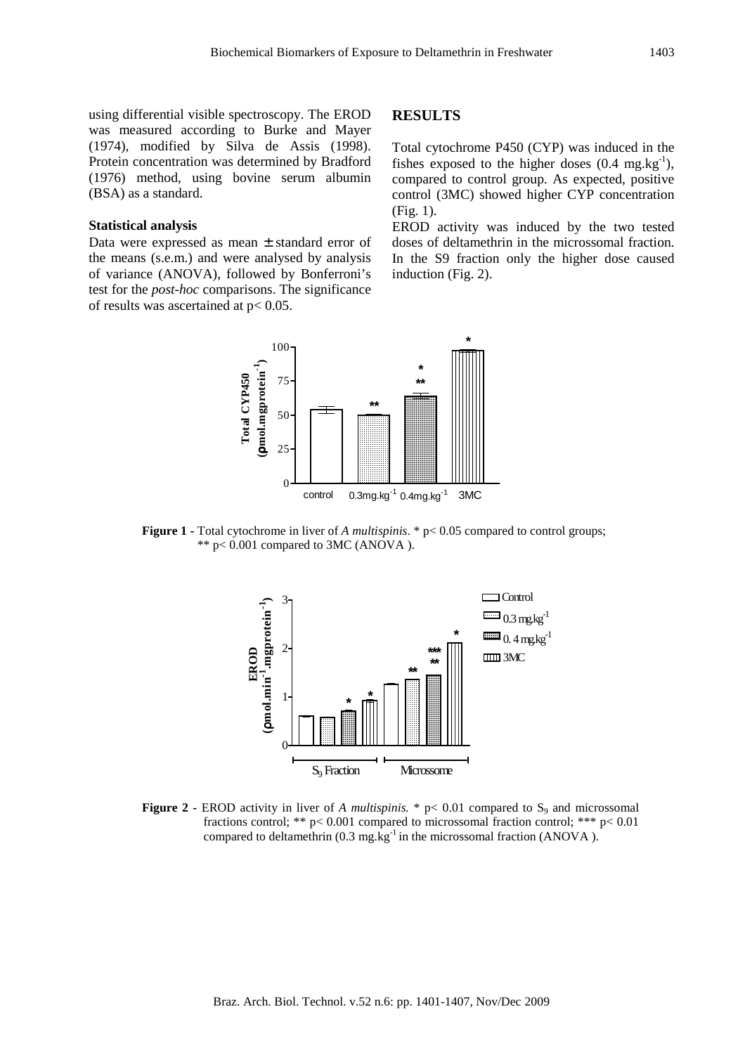using differential visible spectroscopy. The EROD was measured according to Burke and Mayer (1974), modified by Silva de Assis (1998). Protein concentration was determined by Bradford (1976) method, using bovine serum albumin (BSA) as a standard.

### Statistical analysis

Data were expressed as mean ± standard error of the means (s.e.m.) and were analysed by analysis of variance (ANOVA), followed by Bonferroni's test for the *post-hoc* comparisons. The significance of results was ascertained at $p < 0.05$.

## RESULTS

Total cytochrome P450 (CYP) was induced in the fishes exposed to the higher doses (0.4 $mg.kg^{-1}$), compared to control group. As expected, positive control (3MC) showed higher CYP concentration (Fig. 1).

EROD activity was induced by the two tested doses of deltamethrin in the microssomal fraction. In the S9 fraction only the higher dose caused induction (Fig. 2).

**Figure 1 -** Total cytochrome in liver of *A multispinis*. * $p < 0.05$ compared to control groups; ** $p < 0.001$ compared to 3MC (ANOVA ).

**Figure 2 -** EROD activity in liver of *A multispinis.* * $p < 0.01$ compared to $S_9$ and microssomal fractions control; ** $p < 0.001$ compared to microssomal fraction control; *** $p < 0.01$ compared to deltamethrin (0.3 $mg.kg^{-1}$ in the microssomal fraction (ANOVA ).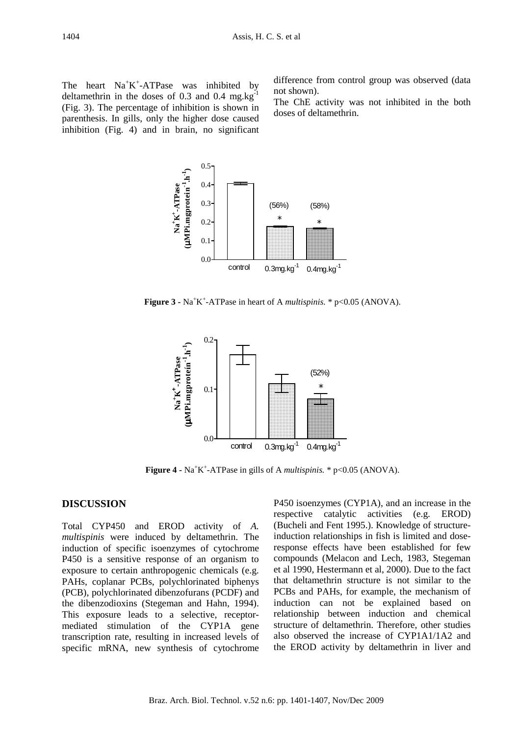The heart $Na^+K^+$-ATPase was inhibited by deltamethrin in the doses of 0.3 and 0.4 $mg.kg^{-1}$ (Fig. 3). The percentage of inhibition is shown in parenthesis. In gills, only the higher dose caused inhibition (Fig. 4) and in brain, no significant difference from control group was observed (data not shown).

The ChE activity was not inhibited in the both doses of deltamethrin.

**Figure 3** - $Na^+K^+$-ATPase in heart of A *multispinis*. * $p<0.05$ (ANOVA).

**Figure 4** - $Na^+K^+$-ATPase in gills of A *multispinis.* * $p<0.05$ (ANOVA).

## DISCUSSION

Total CYP450 and EROD activity of *A. multispinis* were induced by deltamethrin. The induction of specific isoenzymes of cytochrome P450 is a sensitive response of an organism to exposure to certain anthropogenic chemicals (e.g. PAHs, coplanar PCBs, polychlorinated biphenys (PCB), polychlorinated dibenzofurans (PCDF) and the dibenzodioxins (Stegeman and Hahn, 1994). This exposure leads to a selective, receptor-mediated stimulation of the CYP1A gene transcription rate, resulting in increased levels of specific mRNA, new synthesis of cytochrome P450 isoenzymes (CYP1A), and an increase in the respective catalytic activities (e.g. EROD) (Bucheli and Fent 1995.). Knowledge of structure-induction relationships in fish is limited and dose-response effects have been established for few compounds (Melacon and Lech, 1983, Stegeman et al 1990, Hestermann et al, 2000). Due to the fact that deltamethrin structure is not similar to the PCBs and PAHs, for example, the mechanism of induction can not be explained based on relationship between induction and chemical structure of deltamethrin. Therefore, other studies also observed the increase of CYP1A1/1A2 and the EROD activity by deltamethrin in liver and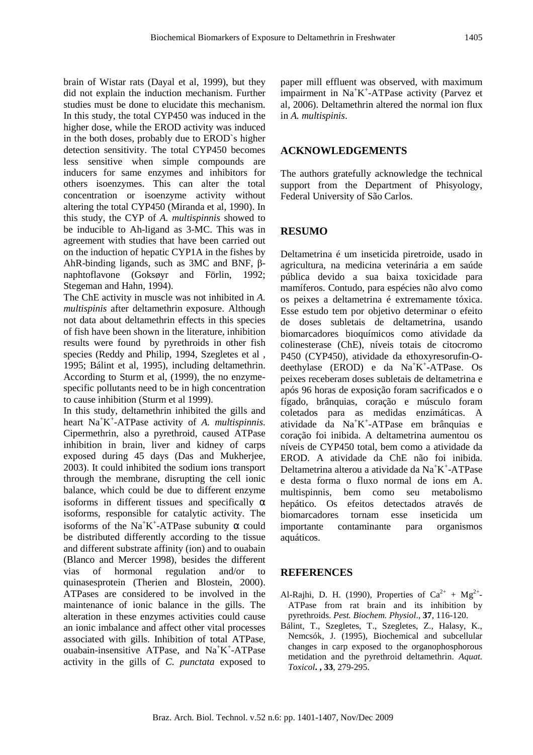brain of Wistar rats (Dayal et al, 1999), but they did not explain the induction mechanism. Further studies must be done to elucidate this mechanism. In this study, the total CYP450 was induced in the higher dose, while the EROD activity was induced in the both doses, probably due to EROD`s higher detection sensitivity. The total CYP450 becomes less sensitive when simple compounds are inducers for same enzymes and inhibitors for others isoenzymes. This can alter the total concentration or isoenzyme activity without altering the total CYP450 (Miranda et al, 1990). In this study, the CYP of *A. multispinnis* showed to be inducible to Ah-ligand as 3-MC. This was in agreement with studies that have been carried out on the induction of hepatic CYP1A in the fishes by AhR-binding ligands, such as 3MC and BNF, β-naphtoflavone (Goksøyr and Förlin, 1992; Stegeman and Hahn, 1994).

The ChE activity in muscle was not inhibited in *A. multispinis* after deltamethrin exposure. Although not data about deltamethrin effects in this species of fish have been shown in the literature, inhibition results were found by pyrethroids in other fish species (Reddy and Philip, 1994, Szegletes et al , 1995; Bálint et al, 1995), including deltamethrin. According to Sturm et al, (1999), the no enzyme-specific pollutants need to be in high concentration to cause inhibition (Sturm et al 1999).

In this study, deltamethrin inhibited the gills and heart $Na^+K^+$-ATPase activity of *A. multispinnis*. Cipermethrin, also a pyrethroid, caused ATPase inhibition in brain, liver and kidney of carps exposed during 45 days (Das and Mukherjee, 2003). It could inhibited the sodium ions transport through the membrane, disrupting the cell ionic balance, which could be due to different enzyme isoforms in different tissues and specifically α isoforms, responsible for catalytic activity. The isoforms of the $Na^+K^+$-ATPase subunity α could be distributed differently according to the tissue and different substrate affinity (ion) and to ouabain (Blanco and Mercer 1998), besides the different vias of hormonal regulation and/or to quinasesprotein (Therien and Blostein, 2000). ATPases are considered to be involved in the maintenance of ionic balance in the gills. The alteration in these enzymes activities could cause an ionic imbalance and affect other vital processes associated with gills. Inhibition of total ATPase, ouabain-insensitive ATPase, and $Na^+K^+$-ATPase activity in the gills of *C. punctata* exposed to paper mill effluent was observed, with maximum impairment in $Na^+K^+$-ATPase activity (Parvez et al, 2006). Deltamethrin altered the normal ion flux in *A. multispinis*.

## ACKNOWLEDGEMENTS

The authors gratefully acknowledge the technical support from the Department of Phisyology, Federal University of São Carlos.

## RESUMO

Deltametrina é um inseticida piretroide, usado in agricultura, na medicina veterinária a em saúde pública devido a sua baixa toxicidade para mamíferos. Contudo, para espécies não alvo como os peixes a deltametrina é extremamente tóxica. Esse estudo tem por objetivo determinar o efeito de doses subletais de deltametrina, usando biomarcadores bioquímicos como atividade da colinesterase (ChE), níveis totais de citocromo P450 (CYP450), atividade da ethoxyresorufin-O-deethylase (EROD) e da $Na^+K^+$-ATPase. Os peixes receberam doses subletais de deltametrina e após 96 horas de exposição foram sacrificados e o fígado, brânquias, coração e músculo foram coletados para as medidas enzimáticas. A atividade da $Na^+K^+$-ATPase em brânquias e coração foi inibida. A deltametrina aumentou os níveis de CYP450 total, bem como a atividade da EROD. A atividade da ChE não foi inibida. Deltametrina alterou a atividade da $Na^+K^+$-ATPase e desta forma o fluxo normal de ions em A. multispinnis, bem como seu metabolismo hepático. Os efeitos detectados através de biomarcadores tornam esse inseticida um importante contaminante para organismos aquáticos.

## REFERENCES

Al-Rajhi, D. H. (1990), Properties of $Ca^{2+}$ + $Mg^{2+}$-ATPase from rat brain and its inhibition by pyrethroids. *Pest. Biochem. Physiol*., **37**, 116-120.

Bálint, T., Szegletes, T., Szegletes, Z., Halasy, K., Nemcsók, J. (1995), Biochemical and subcellular changes in carp exposed to the organophosphorous metidation and the pyrethroid deltamethrin. *Aquat. Toxicol.* **,** **33**, 279-295.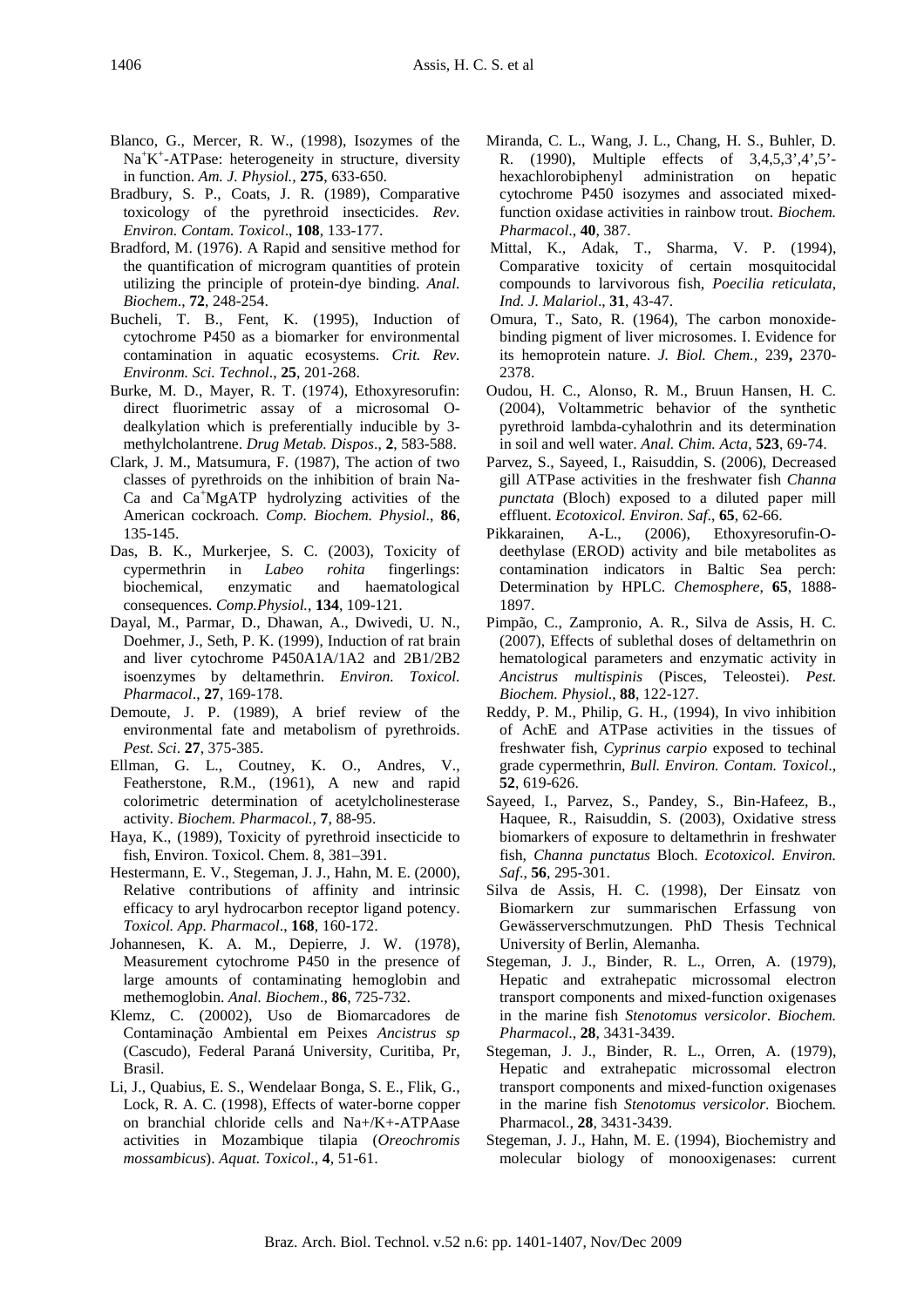Blanco, G., Mercer, R. W., (1998), Isozymes of the $Na^{+}K^{+}$-ATPase: heterogeneity in structure, diversity in function. *Am. J. Physiol.*, **275**, 633-650.

Bradbury, S. P., Coats, J. R. (1989), Comparative toxicology of the pyrethroid insecticides. *Rev. Environ. Contam. Toxicol*., **108**, 133-177.

Bradford, M. (1976). A Rapid and sensitive method for the quantification of microgram quantities of protein utilizing the principle of protein-dye binding. *Anal. Biochem*., **72**, 248-254.

Bucheli, T. B., Fent, K. (1995), Induction of cytochrome P450 as a biomarker for environmental contamination in aquatic ecosystems. *Crit. Rev. Environm. Sci. Technol*., **25**, 201-268.

Burke, M. D., Mayer, R. T. (1974), Ethoxyresorufin: direct fluorimetric assay of a microsomal O-dealkylation which is preferentially inducible by 3-methylcholantrene. *Drug Metab. Dispos*., **2**, 583-588.

Clark, J. M., Matsumura, F. (1987), The action of two classes of pyrethroids on the inhibition of brain Na-Ca and $Ca^{+}$MgATP hydrolyzing activities of the American cockroach. *Comp. Biochem. Physiol*., **86**, 135-145.

Das, B. K., Murkerjee, S. C. (2003), Toxicity of cypermethrin in *Labeo rohita* fingerlings: biochemical, enzymatic and haematological consequences. *Comp.Physiol.*, **134**, 109-121.

Dayal, M., Parmar, D., Dhawan, A., Dwivedi, U. N., Doehmer, J., Seth, P. K. (1999), Induction of rat brain and liver cytochrome P450A1A/1A2 and 2B1/2B2 isoenzymes by deltamethrin. *Environ. Toxicol. Pharmacol*., **27**, 169-178.

Demoute, J. P. (1989), A brief review of the environmental fate and metabolism of pyrethroids. *Pest. Sci*. **27**, 375-385.

Ellman, G. L., Coutney, K. O., Andres, V., Featherstone, R.M., (1961), A new and rapid colorimetric determination of acetylcholinesterase activity. *Biochem. Pharmacol.*, **7**, 88-95.

Haya, K., (1989), Toxicity of pyrethroid insecticide to fish, Environ. Toxicol. Chem. 8, 381–391.

Hestermann, E. V., Stegeman, J. J., Hahn, M. E. (2000), Relative contributions of affinity and intrinsic efficacy to aryl hydrocarbon receptor ligand potency. *Toxicol. App. Pharmacol*., **168**, 160-172.

Johannesen, K. A. M., Depierre, J. W. (1978), Measurement cytochrome P450 in the presence of large amounts of contaminating hemoglobin and methemoglobin. *Anal. Biochem*., **86**, 725-732.

Klemz, C. (20002), Uso de Biomarcadores de Contaminação Ambiental em Peixes *Ancistrus sp* (Cascudo), Federal Paraná University, Curitiba, Pr, Brasil.

Li, J., Quabius, E. S., Wendelaar Bonga, S. E., Flik, G., Lock, R. A. C. (1998), Effects of water-borne copper on branchial chloride cells and Na+/K+-ATPAase activities in Mozambique tilapia (*Oreochromis mossambicus*). *Aquat. Toxicol*., **4**, 51-61.

Miranda, C. L., Wang, J. L., Chang, H. S., Buhler, D. R. (1990), Multiple effects of 3,4,5,3',4',5'-hexachlorobiphenyl administration on hepatic cytochrome P450 isozymes and associated mixed-function oxidase activities in rainbow trout. *Biochem. Pharmacol*., **40**, 387.

Mittal, K., Adak, T., Sharma, V. P. (1994), Comparative toxicity of certain mosquitocidal compounds to larvivorous fish, *Poecilia reticulata*, *Ind. J. Malariol*., **31**, 43-47.

Omura, T., Sato, R. (1964), The carbon monoxide-binding pigment of liver microsomes. I. Evidence for its hemoprotein nature. *J. Biol. Chem.*, 239**,** 2370-2378.

Oudou, H. C., Alonso, R. M., Bruun Hansen, H. C. (2004), Voltammetric behavior of the synthetic pyrethroid lambda-cyhalothrin and its determination in soil and well water. *Anal. Chim. Acta*, **523**, 69-74.

Parvez, S., Sayeed, I., Raisuddin, S. (2006), Decreased gill ATPase activities in the freshwater fish *Channa punctata* (Bloch) exposed to a diluted paper mill effluent. *Ecotoxicol. Environ. Saf*., **65**, 62-66.

Pikkarainen, A-L., (2006), Ethoxyresorufin-O-deethylase (EROD) activity and bile metabolites as contamination indicators in Baltic Sea perch: Determination by HPLC. *Chemosphere*, **65**, 1888-1897.

Pimpão, C., Zampronio, A. R., Silva de Assis, H. C. (2007), Effects of sublethal doses of deltamethrin on hematological parameters and enzymatic activity in *Ancistrus multispinis* (Pisces, Teleostei). *Pest. Biochem. Physiol*., **88**, 122-127.

Reddy, P. M., Philip, G. H., (1994), In vivo inhibition of AchE and ATPase activities in the tissues of freshwater fish, *Cyprinus carpio* exposed to techinal grade cypermethrin, *Bull. Environ. Contam. Toxicol*., **52**, 619-626.

Sayeed, I., Parvez, S., Pandey, S., Bin-Hafeez, B., Haquee, R., Raisuddin, S. (2003), Oxidative stress biomarkers of exposure to deltamethrin in freshwater fish, *Channa punctatus* Bloch. *Ecotoxicol. Environ. Saf*., **56**, 295-301.

Silva de Assis, H. C. (1998), Der Einsatz von Biomarkern zur summarischen Erfassung von Gewässerverschmutzungen. PhD Thesis Technical University of Berlin, Alemanha.

Stegeman, J. J., Binder, R. L., Orren, A. (1979), Hepatic and extrahepatic microssomal electron transport components and mixed-function oxigenases in the marine fish *Stenotomus versicolor*. *Biochem. Pharmacol*., **28**, 3431-3439.

Stegeman, J. J., Binder, R. L., Orren, A. (1979), Hepatic and extrahepatic microssomal electron transport components and mixed-function oxigenases in the marine fish *Stenotomus versicolor*. Biochem. Pharmacol., **28**, 3431-3439.

Stegeman, J. J., Hahn, M. E. (1994), Biochemistry and molecular biology of monooxigenases: current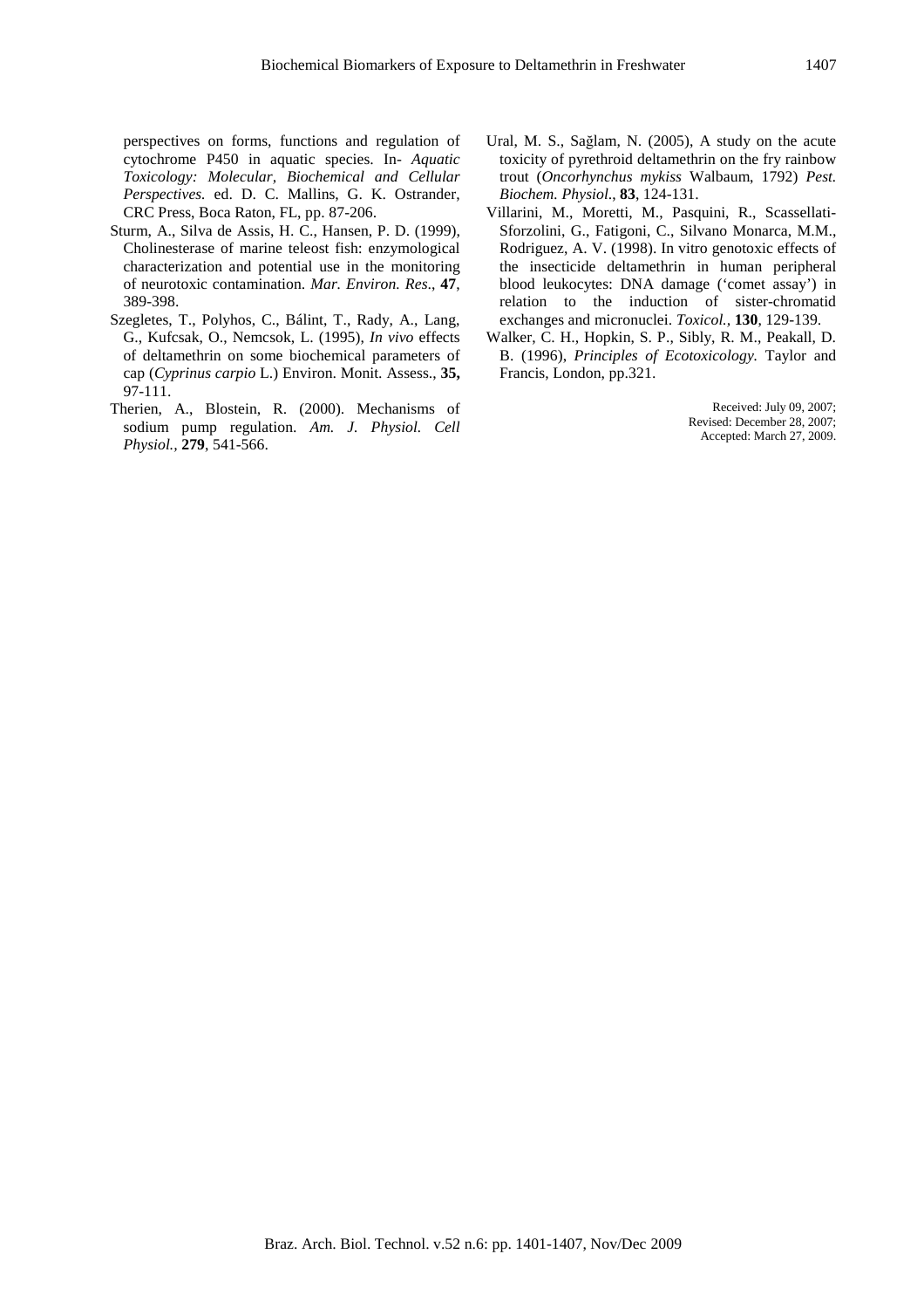perspectives on forms, functions and regulation of cytochrome P450 in aquatic species. In- *Aquatic Toxicology: Molecular, Biochemical and Cellular Perspectives.* ed. D. C. Mallins, G. K. Ostrander, CRC Press, Boca Raton, FL, pp. 87-206.

Sturm, A., Silva de Assis, H. C., Hansen, P. D. (1999), Cholinesterase of marine teleost fish: enzymological characterization and potential use in the monitoring of neurotoxic contamination. *Mar. Environ. Res*., **47**, 389-398.

Szegletes, T., Polyhos, C., Bálint, T., Rady, A., Lang, G., Kufcsak, O., Nemcsok, L. (1995), *In vivo* effects of deltamethrin on some biochemical parameters of cap (*Cyprinus carpio* L.) Environ. Monit. Assess., **35,** 97-111.

Therien, A., Blostein, R. (2000). Mechanisms of sodium pump regulation. *Am. J. Physiol. Cell Physiol.*, **279**, 541-566.

Ural, M. S., Sağlam, N. (2005), A study on the acute toxicity of pyrethroid deltamethrin on the fry rainbow trout (*Oncorhynchus mykiss* Walbaum, 1792) *Pest. Biochem. Physiol*., **83**, 124-131.

Villarini, M., Moretti, M., Pasquini, R., Scassellati-Sforzolini, G., Fatigoni, C., Silvano Monarca, M.M., Rodriguez, A. V. (1998). In vitro genotoxic effects of the insecticide deltamethrin in human peripheral blood leukocytes: DNA damage ('comet assay') in relation to the induction of sister-chromatid exchanges and micronuclei. *Toxicol.*, **130**, 129-139.

Walker, C. H., Hopkin, S. P., Sibly, R. M., Peakall, D. B. (1996), *Principles of Ecotoxicology.* Taylor and Francis, London, pp.321.

Received: July 09, 2007;
Revised: December 28, 2007;
Accepted: March 27, 2009.